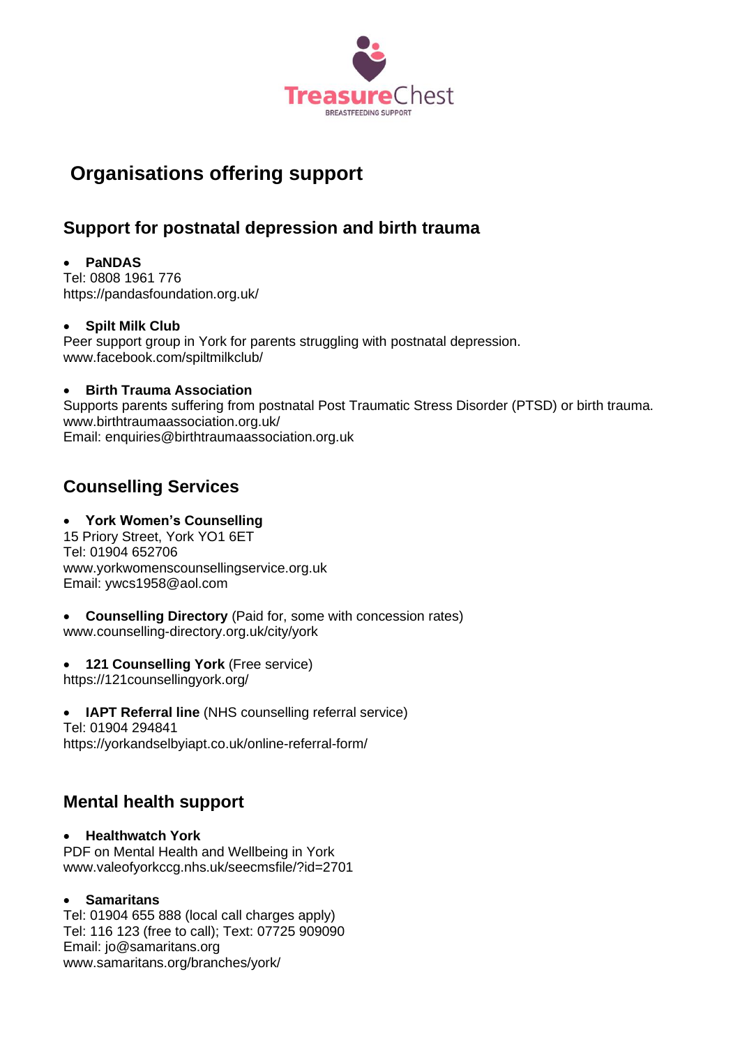TreasureChest
BREASTFEEDING SUPPORT

# Organisations offering support

## Support for postnatal depression and birth trauma

- **PaNDAS**

Tel: 0808 1961 776
https://pandasfoundation.org.uk/

- **Spilt Milk Club**

Peer support group in York for parents struggling with postnatal depression.
www.facebook.com/spiltmilkclub/

- **Birth Trauma Association**

Supports parents suffering from postnatal Post Traumatic Stress Disorder (PTSD) or birth trauma.
www.birthtraumaassociation.org.uk/
Email: enquiries@birthtraumaassociation.org.uk

## Counselling Services

- **York Women's Counselling**

15 Priory Street, York YO1 6ET
Tel: 01904 652706
www.yorkwomenscounsellingservice.org.uk
Email: ywcs1958@aol.com

- **Counselling Directory** (Paid for, some with concession rates)

www.counselling-directory.org.uk/city/york

- **121 Counselling York** (Free service)

https://121counsellingyork.org/

- **IAPT Referral line** (NHS counselling referral service)

Tel: 01904 294841
https://yorkandselbyiapt.co.uk/online-referral-form/

## Mental health support

- **Healthwatch York**

PDF on Mental Health and Wellbeing in York
www.valeofyorkccg.nhs.uk/seecmsfile/?id=2701

- **Samaritans**

Tel: 01904 655 888 (local call charges apply)
Tel: 116 123 (free to call); Text: 07725 909090
Email: jo@samaritans.org
www.samaritans.org/branches/york/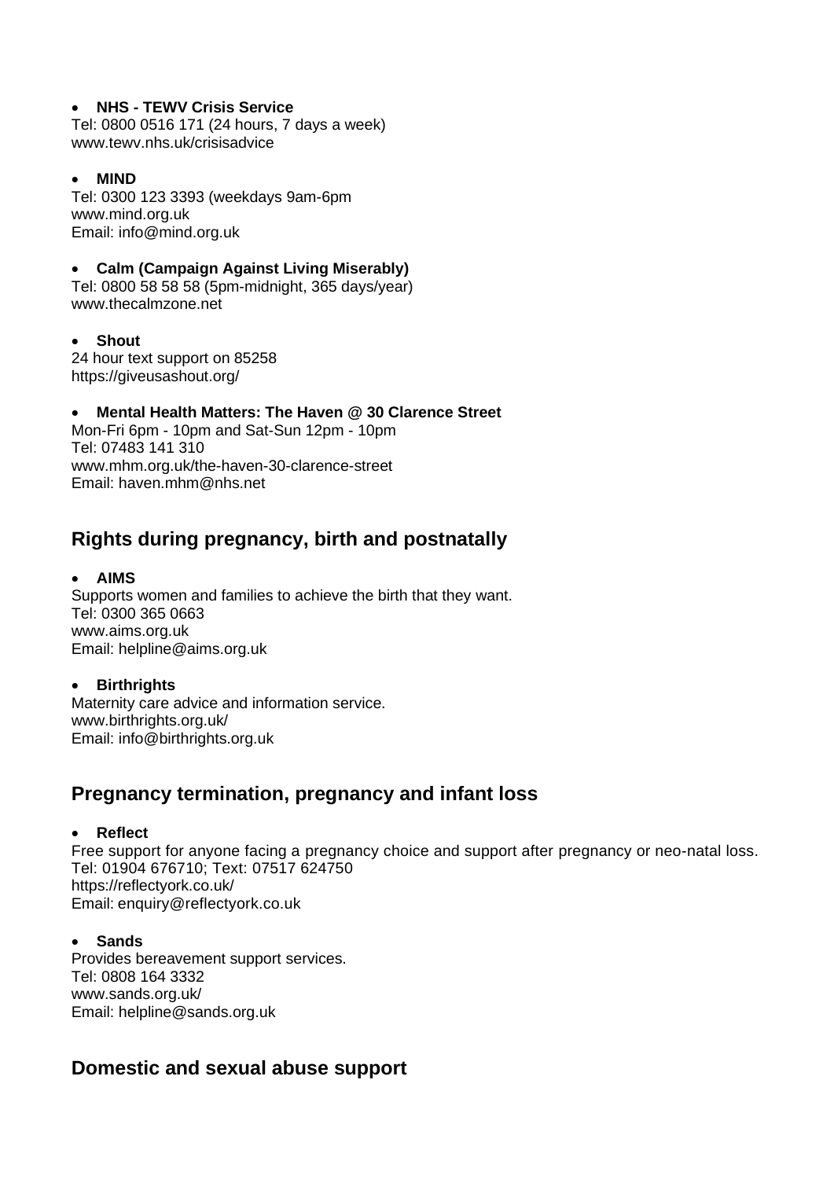- **NHS - TEWV Crisis Service**

Tel: 0800 0516 171 (24 hours, 7 days a week)
www.tewv.nhs.uk/crisisadvice

- **MIND**

Tel: 0300 123 3393 (weekdays 9am-6pm
www.mind.org.uk
Email: info@mind.org.uk

- **Calm (Campaign Against Living Miserably)**

Tel: 0800 58 58 58 (5pm-midnight, 365 days/year)
www.thecalmzone.net

- **Shout**

24 hour text support on 85258
https://giveusashout.org/

- **Mental Health Matters: The Haven @ 30 Clarence Street**

Mon-Fri 6pm - 10pm and Sat-Sun 12pm - 10pm
Tel: 07483 141 310
www.mhm.org.uk/the-haven-30-clarence-street
Email: haven.mhm@nhs.net

## Rights during pregnancy, birth and postnatally

- **AIMS**

Supports women and families to achieve the birth that they want.
Tel: 0300 365 0663
www.aims.org.uk
Email: helpline@aims.org.uk

- **Birthrights**

Maternity care advice and information service.
www.birthrights.org.uk/
Email: info@birthrights.org.uk

## Pregnancy termination, pregnancy and infant loss

- **Reflect**

Free support for anyone facing a pregnancy choice and support after pregnancy or neo-natal loss.
Tel: 01904 676710; Text: 07517 624750
https://reflectyork.co.uk/
Email: enquiry@reflectyork.co.uk

- **Sands**

Provides bereavement support services.
Tel: 0808 164 3332
www.sands.org.uk/
Email: helpline@sands.org.uk

## Domestic and sexual abuse support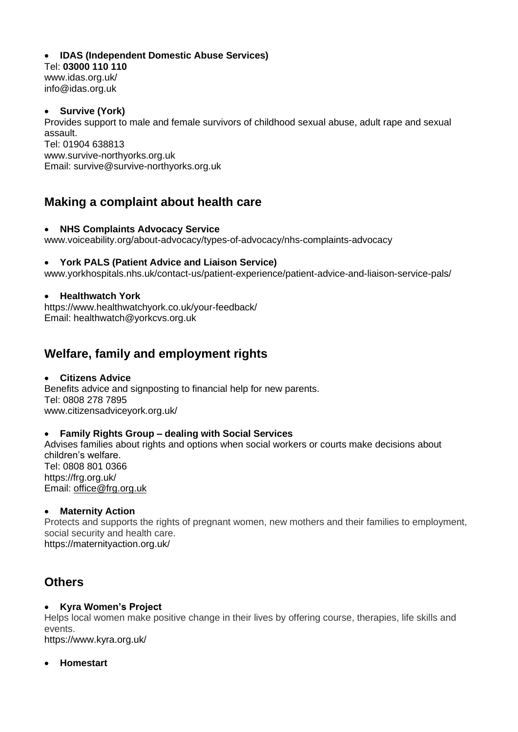- **IDAS (Independent Domestic Abuse Services)**

Tel: **03000 110 110**
www.idas.org.uk/
info@idas.org.uk

- **Survive (York)**

Provides support to male and female survivors of childhood sexual abuse, adult rape and sexual assault.
Tel: 01904 638813
www.survive-northyorks.org.uk
Email: survive@survive-northyorks.org.uk

## Making a complaint about health care

- **NHS Complaints Advocacy Service**

www.voiceability.org/about-advocacy/types-of-advocacy/nhs-complaints-advocacy

- **York PALS (Patient Advice and Liaison Service)**

www.yorkhospitals.nhs.uk/contact-us/patient-experience/patient-advice-and-liaison-service-pals/

- **Healthwatch York**

https://www.healthwatchyork.co.uk/your-feedback/
Email: healthwatch@yorkcvs.org.uk

## Welfare, family and employment rights

- **Citizens Advice**

Benefits advice and signposting to financial help for new parents.
Tel: 0808 278 7895
www.citizensadviceyork.org.uk/

- **Family Rights Group – dealing with Social Services**

Advises families about rights and options when social workers or courts make decisions about children's welfare.
Tel: 0808 801 0366
https://frg.org.uk/
Email: office@frg.org.uk

- **Maternity Action**

Protects and supports the rights of pregnant women, new mothers and their families to employment, social security and health care.
https://maternityaction.org.uk/

## Others

- **Kyra Women's Project**

Helps local women make positive change in their lives by offering course, therapies, life skills and events.
https://www.kyra.org.uk/

- **Homestart**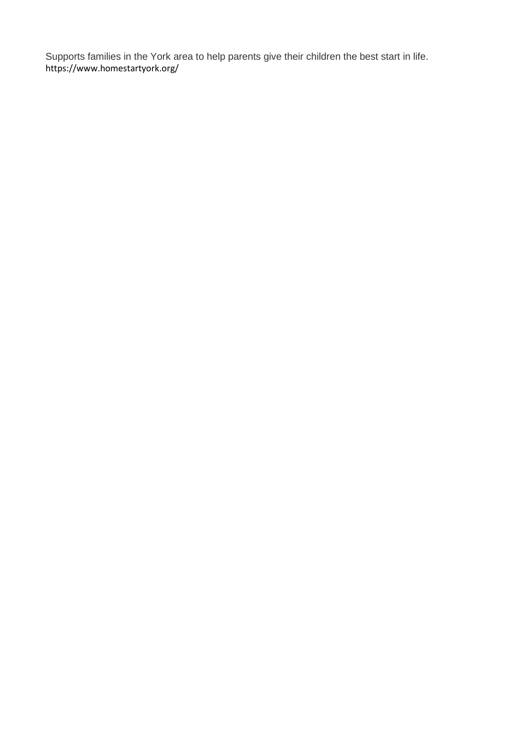Supports families in the York area to help parents give their children the best start in life.
https://www.homestartyork.org/